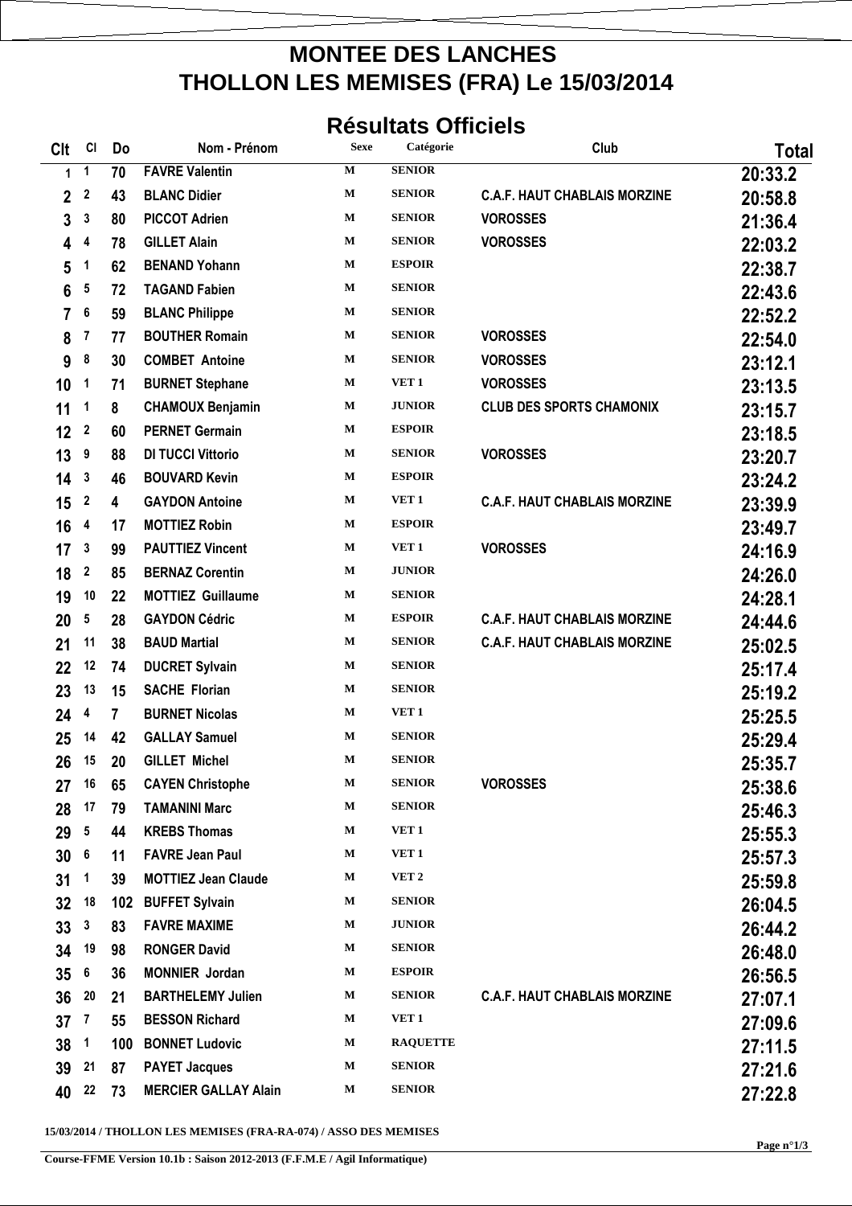# MONTEE DES LANCHES
# THOLLON LES MEMISES (FRA) Le 15/03/2014

## Résultats Officiels

| Clt | Cl | Do | Nom - Prénom | Sexe | Catégorie | Club | Total |
|---|---|---|---|---|---|---|---|
| 1 | 1 | 70 | FAVRE Valentin | M | SENIOR | | 20:33.2 |
| 2 | 2 | 43 | BLANC Didier | M | SENIOR | C.A.F. HAUT CHABLAIS MORZINE | 20:58.8 |
| 3 | 3 | 80 | PICCOT Adrien | M | SENIOR | VOROSSES | 21:36.4 |
| 4 | 4 | 78 | GILLET Alain | M | SENIOR | VOROSSES | 22:03.2 |
| 5 | 1 | 62 | BENAND Yohann | M | ESPOIR | | 22:38.7 |
| 6 | 5 | 72 | TAGAND Fabien | M | SENIOR | | 22:43.6 |
| 7 | 6 | 59 | BLANC Philippe | M | SENIOR | | 22:52.2 |
| 8 | 7 | 77 | BOUTHER Romain | M | SENIOR | VOROSSES | 22:54.0 |
| 9 | 8 | 30 | COMBET Antoine | M | SENIOR | VOROSSES | 23:12.1 |
| 10 | 1 | 71 | BURNET Stephane | M | VET 1 | VOROSSES | 23:13.5 |
| 11 | 1 | 8 | CHAMOUX Benjamin | M | JUNIOR | CLUB DES SPORTS CHAMONIX | 23:15.7 |
| 12 | 2 | 60 | PERNET Germain | M | ESPOIR | | 23:18.5 |
| 13 | 9 | 88 | DI TUCCI Vittorio | M | SENIOR | VOROSSES | 23:20.7 |
| 14 | 3 | 46 | BOUVARD Kevin | M | ESPOIR | | 23:24.2 |
| 15 | 2 | 4 | GAYDON Antoine | M | VET 1 | C.A.F. HAUT CHABLAIS MORZINE | 23:39.9 |
| 16 | 4 | 17 | MOTTIEZ Robin | M | ESPOIR | | 23:49.7 |
| 17 | 3 | 99 | PAUTTIEZ Vincent | M | VET 1 | VOROSSES | 24:16.9 |
| 18 | 2 | 85 | BERNAZ Corentin | M | JUNIOR | | 24:26.0 |
| 19 | 10 | 22 | MOTTIEZ Guillaume | M | SENIOR | | 24:28.1 |
| 20 | 5 | 28 | GAYDON Cédric | M | ESPOIR | C.A.F. HAUT CHABLAIS MORZINE | 24:44.6 |
| 21 | 11 | 38 | BAUD Martial | M | SENIOR | C.A.F. HAUT CHABLAIS MORZINE | 25:02.5 |
| 22 | 12 | 74 | DUCRET Sylvain | M | SENIOR | | 25:17.4 |
| 23 | 13 | 15 | SACHE Florian | M | SENIOR | | 25:19.2 |
| 24 | 4 | 7 | BURNET Nicolas | M | VET 1 | | 25:25.5 |
| 25 | 14 | 42 | GALLAY Samuel | M | SENIOR | | 25:29.4 |
| 26 | 15 | 20 | GILLET Michel | M | SENIOR | | 25:35.7 |
| 27 | 16 | 65 | CAYEN Christophe | M | SENIOR | VOROSSES | 25:38.6 |
| 28 | 17 | 79 | TAMANINI Marc | M | SENIOR | | 25:46.3 |
| 29 | 5 | 44 | KREBS Thomas | M | VET 1 | | 25:55.3 |
| 30 | 6 | 11 | FAVRE Jean Paul | M | VET 1 | | 25:57.3 |
| 31 | 1 | 39 | MOTTIEZ Jean Claude | M | VET 2 | | 25:59.8 |
| 32 | 18 | 102 | BUFFET Sylvain | M | SENIOR | | 26:04.5 |
| 33 | 3 | 83 | FAVRE MAXIME | M | JUNIOR | | 26:44.2 |
| 34 | 19 | 98 | RONGER David | M | SENIOR | | 26:48.0 |
| 35 | 6 | 36 | MONNIER Jordan | M | ESPOIR | | 26:56.5 |
| 36 | 20 | 21 | BARTHELEMY Julien | M | SENIOR | C.A.F. HAUT CHABLAIS MORZINE | 27:07.1 |
| 37 | 7 | 55 | BESSON Richard | M | VET 1 | | 27:09.6 |
| 38 | 1 | 100 | BONNET Ludovic | M | RAQUETTE | | 27:11.5 |
| 39 | 21 | 87 | PAYET Jacques | M | SENIOR | | 27:21.6 |
| 40 | 22 | 73 | MERCIER GALLAY Alain | M | SENIOR | | 27:22.8 |

15/03/2014 / THOLLON LES MEMISES (FRA-RA-074) / ASSO DES MEMISES

Course-FFME Version 10.1b : Saison 2012-2013 (F.F.M.E / Agil Informatique)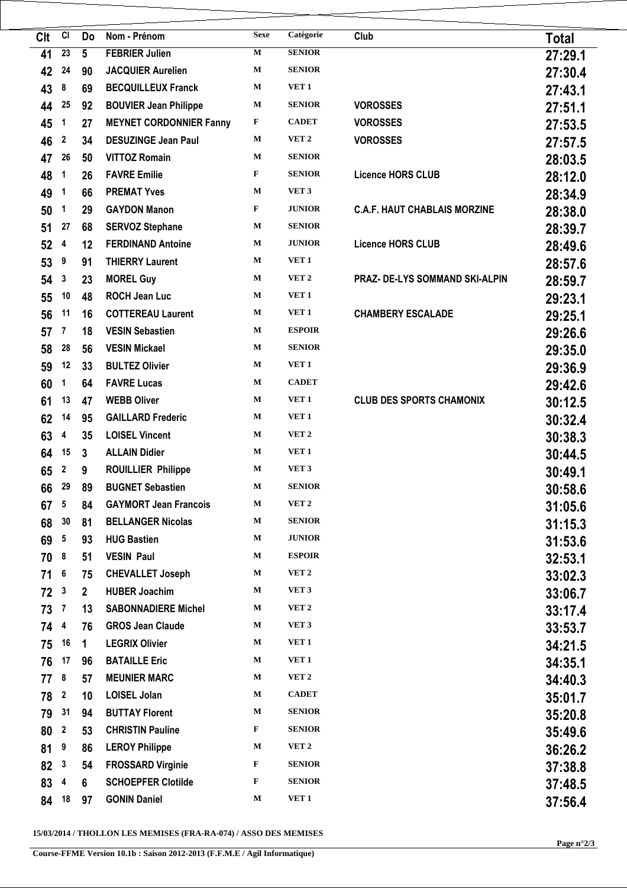| Clt | Cl | Do | Nom - Prénom | Sexe | Catégorie | Club | Total |
|---|---|---|---|---|---|---|---|
| 41 | 23 | 5 | FEBRIER Julien | M | SENIOR | | 27:29.1 |
| 42 | 24 | 90 | JACQUIER Aurelien | M | SENIOR | | 27:30.4 |
| 43 | 8 | 69 | BECQUILLEUX Franck | M | VET 1 | | 27:43.1 |
| 44 | 25 | 92 | BOUVIER Jean Philippe | M | SENIOR | VOROSSES | 27:51.1 |
| 45 | 1 | 27 | MEYNET CORDONNIER Fanny | F | CADET | VOROSSES | 27:53.5 |
| 46 | 2 | 34 | DESUZINGE Jean Paul | M | VET 2 | VOROSSES | 27:57.5 |
| 47 | 26 | 50 | VITTOZ Romain | M | SENIOR | | 28:03.5 |
| 48 | 1 | 26 | FAVRE Emilie | F | SENIOR | Licence HORS CLUB | 28:12.0 |
| 49 | 1 | 66 | PREMAT Yves | M | VET 3 | | 28:34.9 |
| 50 | 1 | 29 | GAYDON Manon | F | JUNIOR | C.A.F. HAUT CHABLAIS MORZINE | 28:38.0 |
| 51 | 27 | 68 | SERVOZ Stephane | M | SENIOR | | 28:39.7 |
| 52 | 4 | 12 | FERDINAND Antoine | M | JUNIOR | Licence HORS CLUB | 28:49.6 |
| 53 | 9 | 91 | THIERRY Laurent | M | VET 1 | | 28:57.6 |
| 54 | 3 | 23 | MOREL Guy | M | VET 2 | PRAZ- DE-LYS SOMMAND SKI-ALPIN | 28:59.7 |
| 55 | 10 | 48 | ROCH Jean Luc | M | VET 1 | | 29:23.1 |
| 56 | 11 | 16 | COTTEREAU Laurent | M | VET 1 | CHAMBERY ESCALADE | 29:25.1 |
| 57 | 7 | 18 | VESIN Sebastien | M | ESPOIR | | 29:26.6 |
| 58 | 28 | 56 | VESIN Mickael | M | SENIOR | | 29:35.0 |
| 59 | 12 | 33 | BULTEZ Olivier | M | VET 1 | | 29:36.9 |
| 60 | 1 | 64 | FAVRE Lucas | M | CADET | | 29:42.6 |
| 61 | 13 | 47 | WEBB Oliver | M | VET 1 | CLUB DES SPORTS CHAMONIX | 30:12.5 |
| 62 | 14 | 95 | GAILLARD Frederic | M | VET 1 | | 30:32.4 |
| 63 | 4 | 35 | LOISEL Vincent | M | VET 2 | | 30:38.3 |
| 64 | 15 | 3 | ALLAIN Didier | M | VET 1 | | 30:44.5 |
| 65 | 2 | 9 | ROUILLIER Philippe | M | VET 3 | | 30:49.1 |
| 66 | 29 | 89 | BUGNET Sebastien | M | SENIOR | | 30:58.6 |
| 67 | 5 | 84 | GAYMORT Jean Francois | M | VET 2 | | 31:05.6 |
| 68 | 30 | 81 | BELLANGER Nicolas | M | SENIOR | | 31:15.3 |
| 69 | 5 | 93 | HUG Bastien | M | JUNIOR | | 31:53.6 |
| 70 | 8 | 51 | VESIN Paul | M | ESPOIR | | 32:53.1 |
| 71 | 6 | 75 | CHEVALLET Joseph | M | VET 2 | | 33:02.3 |
| 72 | 3 | 2 | HUBER Joachim | M | VET 3 | | 33:06.7 |
| 73 | 7 | 13 | SABONNADIERE Michel | M | VET 2 | | 33:17.4 |
| 74 | 4 | 76 | GROS Jean Claude | M | VET 3 | | 33:53.7 |
| 75 | 16 | 1 | LEGRIX Olivier | M | VET 1 | | 34:21.5 |
| 76 | 17 | 96 | BATAILLE Eric | M | VET 1 | | 34:35.1 |
| 77 | 8 | 57 | MEUNIER MARC | M | VET 2 | | 34:40.3 |
| 78 | 2 | 10 | LOISEL Jolan | M | CADET | | 35:01.7 |
| 79 | 31 | 94 | BUTTAY Florent | M | SENIOR | | 35:20.8 |
| 80 | 2 | 53 | CHRISTIN Pauline | F | SENIOR | | 35:49.6 |
| 81 | 9 | 86 | LEROY Philippe | M | VET 2 | | 36:26.2 |
| 82 | 3 | 54 | FROSSARD Virginie | F | SENIOR | | 37:38.8 |
| 83 | 4 | 6 | SCHOEPFER Clotilde | F | SENIOR | | 37:48.5 |
| 84 | 18 | 97 | GONIN Daniel | M | VET 1 | | 37:56.4 |

15/03/2014 / THOLLON LES MEMISES (FRA-RA-074) / ASSO DES MEMISES

Course-FFME Version 10.1b : Saison 2012-2013 (F.F.M.E / Agil Informatique)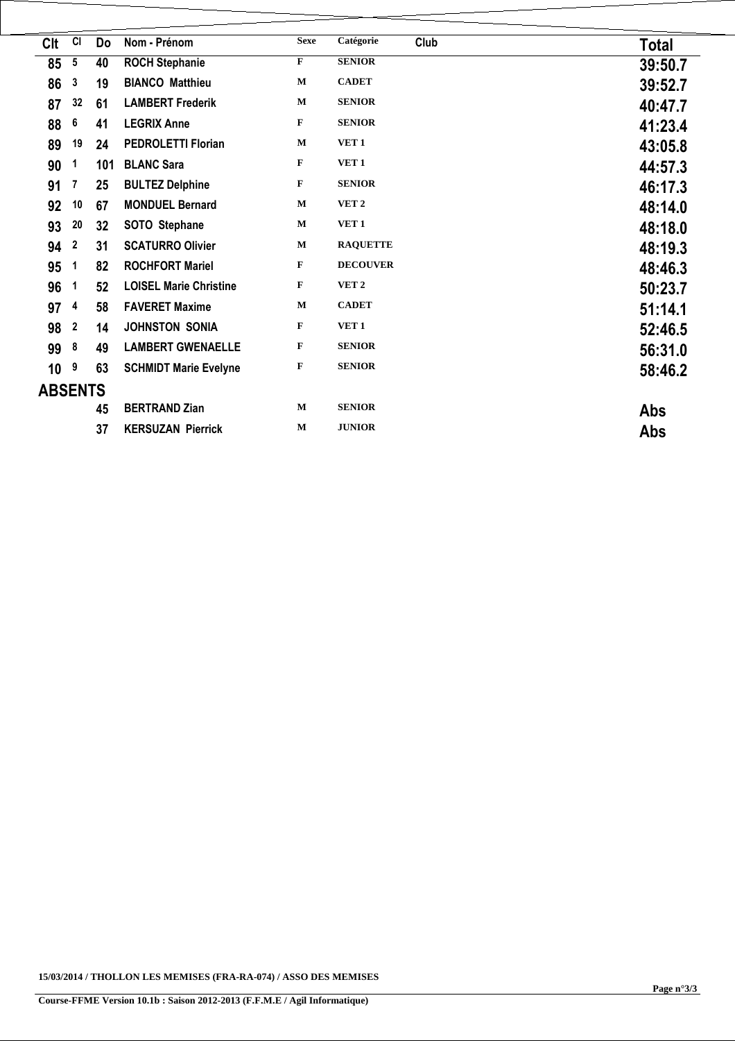| Clt | Cl | Do | Nom - Prénom | Sexe | Catégorie | Club | Total |
|---|---|---|---|---|---|---|---|
| 85 | 5 | 40 | ROCH Stephanie | F | SENIOR | | 39:50.7 |
| 86 | 3 | 19 | BIANCO Matthieu | M | CADET | | 39:52.7 |
| 87 | 32 | 61 | LAMBERT Frederik | M | SENIOR | | 40:47.7 |
| 88 | 6 | 41 | LEGRIX Anne | F | SENIOR | | 41:23.4 |
| 89 | 19 | 24 | PEDROLETTI Florian | M | VET 1 | | 43:05.8 |
| 90 | 1 | 101 | BLANC Sara | F | VET 1 | | 44:57.3 |
| 91 | 7 | 25 | BULTEZ Delphine | F | SENIOR | | 46:17.3 |
| 92 | 10 | 67 | MONDUEL Bernard | M | VET 2 | | 48:14.0 |
| 93 | 20 | 32 | SOTO Stephane | M | VET 1 | | 48:18.0 |
| 94 | 2 | 31 | SCATURRO Olivier | M | RAQUETTE | | 48:19.3 |
| 95 | 1 | 82 | ROCHFORT Mariel | F | DECOUVER | | 48:46.3 |
| 96 | 1 | 52 | LOISEL Marie Christine | F | VET 2 | | 50:23.7 |
| 97 | 4 | 58 | FAVERET Maxime | M | CADET | | 51:14.1 |
| 98 | 2 | 14 | JOHNSTON SONIA | F | VET 1 | | 52:46.5 |
| 99 | 8 | 49 | LAMBERT GWENAELLE | F | SENIOR | | 56:31.0 |
| 10 | 9 | 63 | SCHMIDT Marie Evelyne | F | SENIOR | | 58:46.2 |
| **ABSENTS** | | | | | | | |
| | | 45 | BERTRAND Zian | M | SENIOR | | Abs |
| | | 37 | KERSUZAN Pierrick | M | JUNIOR | | Abs |

15/03/2014 / THOLLON LES MEMISES (FRA-RA-074) / ASSO DES MEMISES

Course-FFME Version 10.1b : Saison 2012-2013 (F.F.M.E / Agil Informatique)